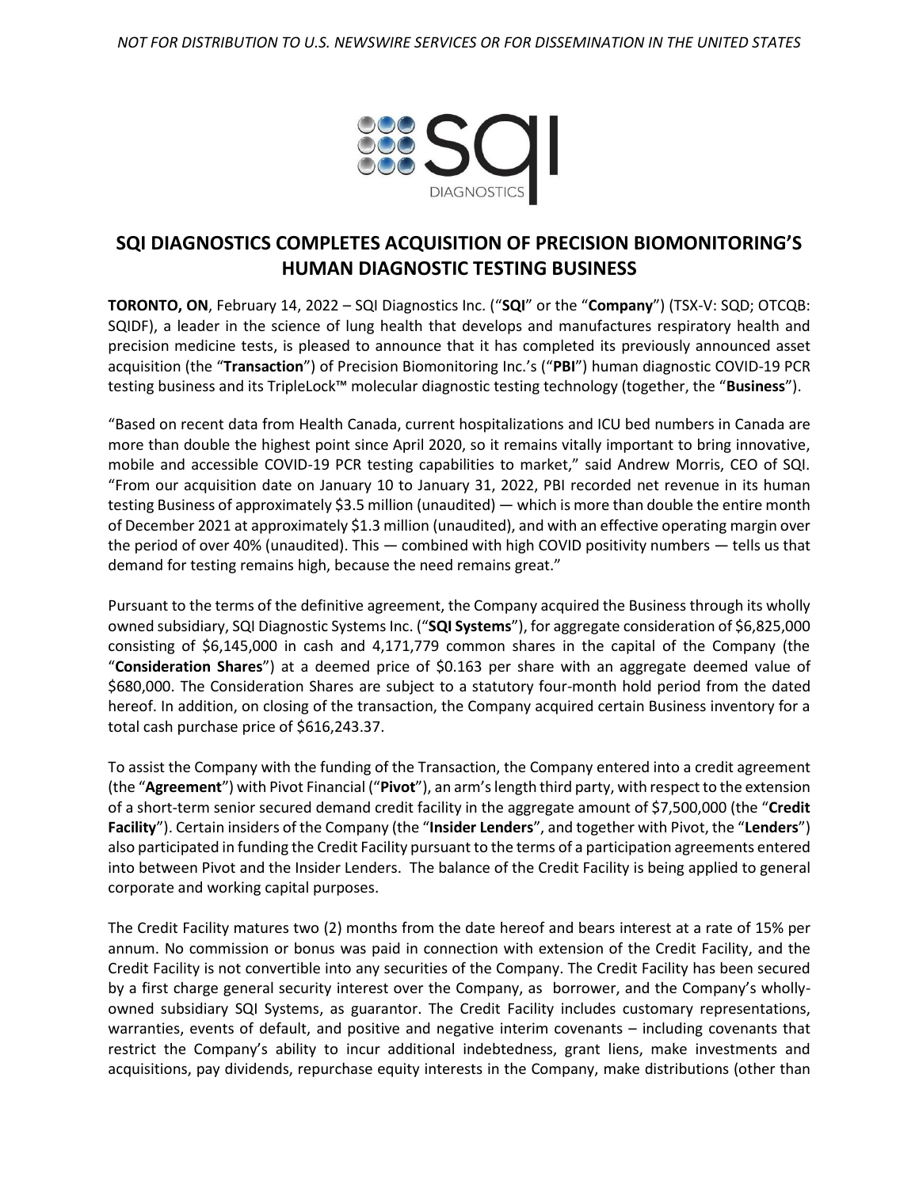*NOT FOR DISTRIBUTION TO U.S. NEWSWIRE SERVICES OR FOR DISSEMINATION IN THE UNITED STATES*

# SQI DIAGNOSTICS COMPLETES ACQUISITION OF PRECISION BIOMONITORING'S HUMAN DIAGNOSTIC TESTING BUSINESS

**TORONTO, ON**, February 14, 2022 – SQI Diagnostics Inc. ("**SQI**" or the "**Company**") (TSX-V: SQD; OTCQB: SQIDF), a leader in the science of lung health that develops and manufactures respiratory health and precision medicine tests, is pleased to announce that it has completed its previously announced asset acquisition (the "**Transaction**") of Precision Biomonitoring Inc.'s ("**PBI**") human diagnostic COVID-19 PCR testing business and its TripleLock™ molecular diagnostic testing technology (together, the "**Business**").

"Based on recent data from Health Canada, current hospitalizations and ICU bed numbers in Canada are more than double the highest point since April 2020, so it remains vitally important to bring innovative, mobile and accessible COVID-19 PCR testing capabilities to market," said Andrew Morris, CEO of SQI. "From our acquisition date on January 10 to January 31, 2022, PBI recorded net revenue in its human testing Business of approximately $3.5 million (unaudited) — which is more than double the entire month of December 2021 at approximately $1.3 million (unaudited), and with an effective operating margin over the period of over 40% (unaudited). This — combined with high COVID positivity numbers — tells us that demand for testing remains high, because the need remains great."

Pursuant to the terms of the definitive agreement, the Company acquired the Business through its wholly owned subsidiary, SQI Diagnostic Systems Inc. ("**SQI Systems**"), for aggregate consideration of $6,825,000 consisting of $6,145,000 in cash and 4,171,779 common shares in the capital of the Company (the "**Consideration Shares**") at a deemed price of $0.163 per share with an aggregate deemed value of $680,000. The Consideration Shares are subject to a statutory four-month hold period from the dated hereof. In addition, on closing of the transaction, the Company acquired certain Business inventory for a total cash purchase price of $616,243.37.

To assist the Company with the funding of the Transaction, the Company entered into a credit agreement (the "**Agreement**") with Pivot Financial ("**Pivot**"), an arm's length third party, with respect to the extension of a short-term senior secured demand credit facility in the aggregate amount of $7,500,000 (the "**Credit Facility**"). Certain insiders of the Company (the "**Insider Lenders**", and together with Pivot, the "**Lenders**") also participated in funding the Credit Facility pursuant to the terms of a participation agreements entered into between Pivot and the Insider Lenders. The balance of the Credit Facility is being applied to general corporate and working capital purposes.

The Credit Facility matures two (2) months from the date hereof and bears interest at a rate of 15% per annum. No commission or bonus was paid in connection with extension of the Credit Facility, and the Credit Facility is not convertible into any securities of the Company. The Credit Facility has been secured by a first charge general security interest over the Company, as borrower, and the Company's wholly-owned subsidiary SQI Systems, as guarantor. The Credit Facility includes customary representations, warranties, events of default, and positive and negative interim covenants – including covenants that restrict the Company's ability to incur additional indebtedness, grant liens, make investments and acquisitions, pay dividends, repurchase equity interests in the Company, make distributions (other than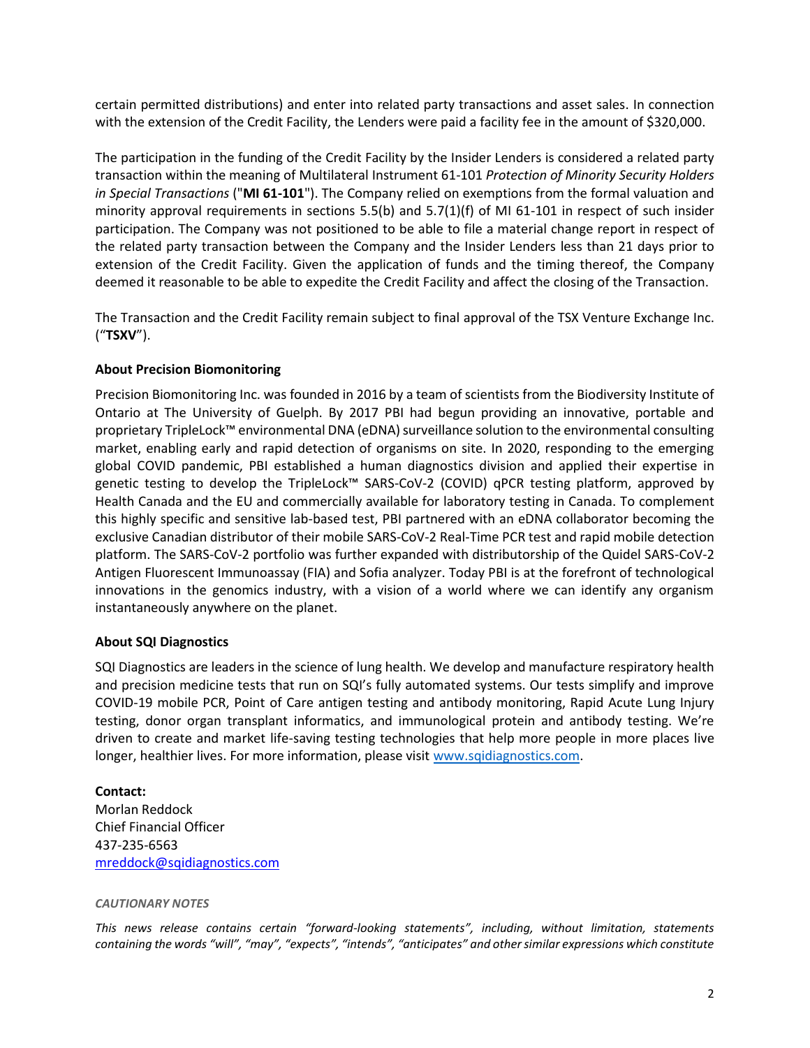certain permitted distributions) and enter into related party transactions and asset sales. In connection with the extension of the Credit Facility, the Lenders were paid a facility fee in the amount of $320,000.

The participation in the funding of the Credit Facility by the Insider Lenders is considered a related party transaction within the meaning of Multilateral Instrument 61-101 *Protection of Minority Security Holders in Special Transactions* ("**MI 61-101**"). The Company relied on exemptions from the formal valuation and minority approval requirements in sections 5.5(b) and 5.7(1)(f) of MI 61-101 in respect of such insider participation. The Company was not positioned to be able to file a material change report in respect of the related party transaction between the Company and the Insider Lenders less than 21 days prior to extension of the Credit Facility. Given the application of funds and the timing thereof, the Company deemed it reasonable to be able to expedite the Credit Facility and affect the closing of the Transaction.

The Transaction and the Credit Facility remain subject to final approval of the TSX Venture Exchange Inc. ("**TSXV**").

**About Precision Biomonitoring**

Precision Biomonitoring Inc. was founded in 2016 by a team of scientists from the Biodiversity Institute of Ontario at The University of Guelph. By 2017 PBI had begun providing an innovative, portable and proprietary TripleLock™ environmental DNA (eDNA) surveillance solution to the environmental consulting market, enabling early and rapid detection of organisms on site. In 2020, responding to the emerging global COVID pandemic, PBI established a human diagnostics division and applied their expertise in genetic testing to develop the TripleLock™ SARS-CoV-2 (COVID) qPCR testing platform, approved by Health Canada and the EU and commercially available for laboratory testing in Canada. To complement this highly specific and sensitive lab-based test, PBI partnered with an eDNA collaborator becoming the exclusive Canadian distributor of their mobile SARS-CoV-2 Real-Time PCR test and rapid mobile detection platform. The SARS-CoV-2 portfolio was further expanded with distributorship of the Quidel SARS-CoV-2 Antigen Fluorescent Immunoassay (FIA) and Sofia analyzer. Today PBI is at the forefront of technological innovations in the genomics industry, with a vision of a world where we can identify any organism instantaneously anywhere on the planet.

**About SQI Diagnostics**

SQI Diagnostics are leaders in the science of lung health. We develop and manufacture respiratory health and precision medicine tests that run on SQI's fully automated systems. Our tests simplify and improve COVID-19 mobile PCR, Point of Care antigen testing and antibody monitoring, Rapid Acute Lung Injury testing, donor organ transplant informatics, and immunological protein and antibody testing. We're driven to create and market life-saving testing technologies that help more people in more places live longer, healthier lives. For more information, please visit www.sqidiagnostics.com.

**Contact:**
Morlan Reddock
Chief Financial Officer
437-235-6563
mreddock@sqidiagnostics.com

***CAUTIONARY NOTES***

*This news release contains certain "forward-looking statements", including, without limitation, statements containing the words "will", "may", "expects", "intends", "anticipates" and other similar expressions which constitute*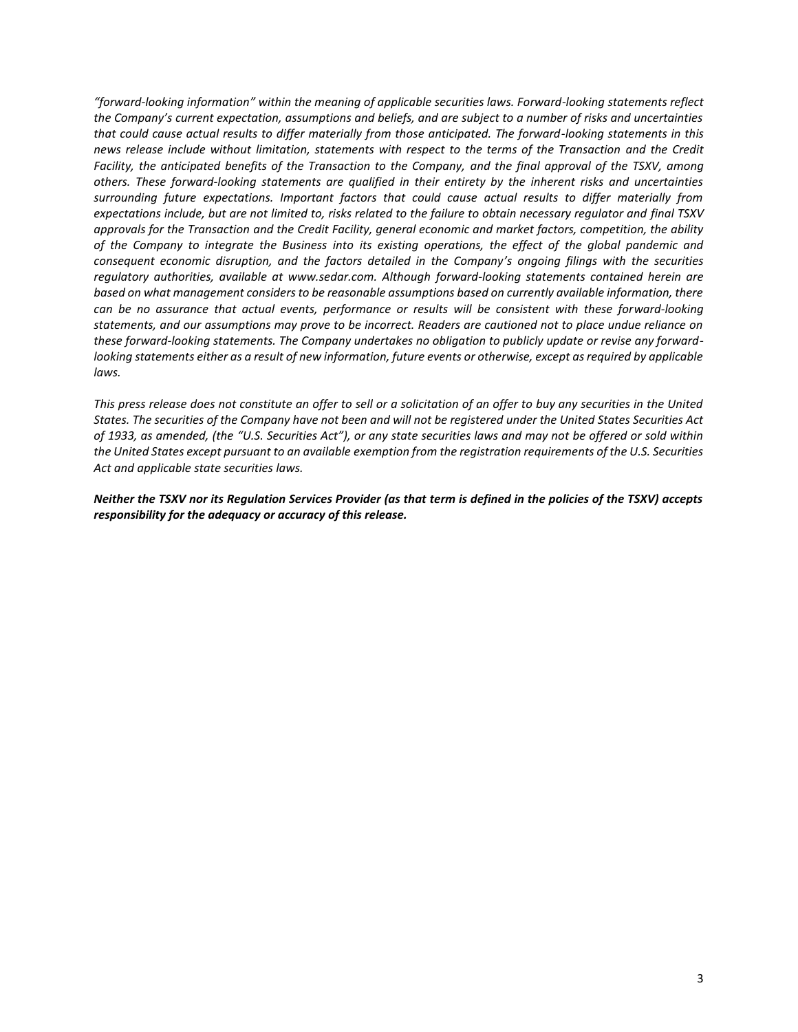*"forward-looking information" within the meaning of applicable securities laws. Forward-looking statements reflect the Company's current expectation, assumptions and beliefs, and are subject to a number of risks and uncertainties that could cause actual results to differ materially from those anticipated. The forward-looking statements in this news release include without limitation, statements with respect to the terms of the Transaction and the Credit Facility, the anticipated benefits of the Transaction to the Company, and the final approval of the TSXV, among others. These forward-looking statements are qualified in their entirety by the inherent risks and uncertainties surrounding future expectations. Important factors that could cause actual results to differ materially from expectations include, but are not limited to, risks related to the failure to obtain necessary regulator and final TSXV approvals for the Transaction and the Credit Facility, general economic and market factors, competition, the ability of the Company to integrate the Business into its existing operations, the effect of the global pandemic and consequent economic disruption, and the factors detailed in the Company's ongoing filings with the securities regulatory authorities, available at www.sedar.com. Although forward-looking statements contained herein are based on what management considers to be reasonable assumptions based on currently available information, there can be no assurance that actual events, performance or results will be consistent with these forward-looking statements, and our assumptions may prove to be incorrect. Readers are cautioned not to place undue reliance on these forward-looking statements. The Company undertakes no obligation to publicly update or revise any forward-looking statements either as a result of new information, future events or otherwise, except as required by applicable laws.*

*This press release does not constitute an offer to sell or a solicitation of an offer to buy any securities in the United States. The securities of the Company have not been and will not be registered under the United States Securities Act of 1933, as amended, (the "U.S. Securities Act"), or any state securities laws and may not be offered or sold within the United States except pursuant to an available exemption from the registration requirements of the U.S. Securities Act and applicable state securities laws.*

***Neither the TSXV nor its Regulation Services Provider (as that term is defined in the policies of the TSXV) accepts responsibility for the adequacy or accuracy of this release.***